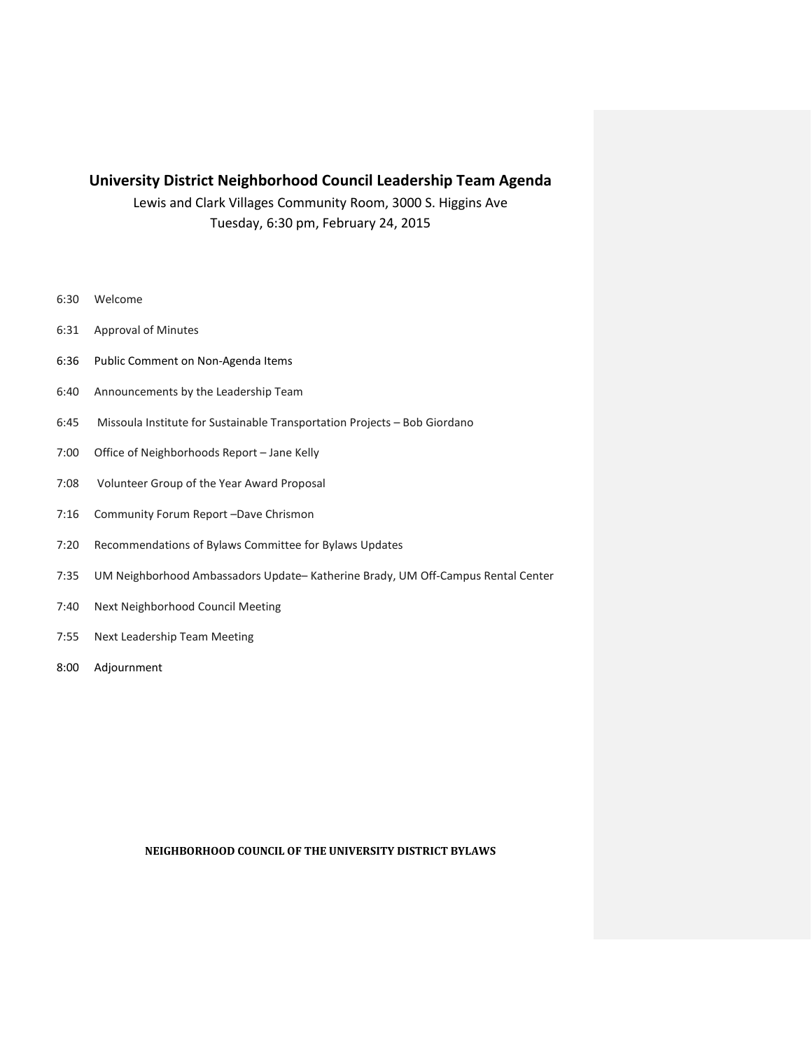# University District Neighborhood Council Leadership Team Agenda

Lewis and Clark Villages Community Room, 3000 S. Higgins Ave
Tuesday, 6:30 pm, February 24, 2015

6:30 Welcome

6:31 Approval of Minutes

6:36 Public Comment on Non-Agenda Items

6:40 Announcements by the Leadership Team

6:45 Missoula Institute for Sustainable Transportation Projects – Bob Giordano

7:00 Office of Neighborhoods Report – Jane Kelly

7:08 Volunteer Group of the Year Award Proposal

7:16 Community Forum Report –Dave Chrismon

7:20 Recommendations of Bylaws Committee for Bylaws Updates

7:35 UM Neighborhood Ambassadors Update– Katherine Brady, UM Off-Campus Rental Center

7:40 Next Neighborhood Council Meeting

7:55 Next Leadership Team Meeting

8:00 Adjournment

**NEIGHBORHOOD COUNCIL OF THE UNIVERSITY DISTRICT BYLAWS**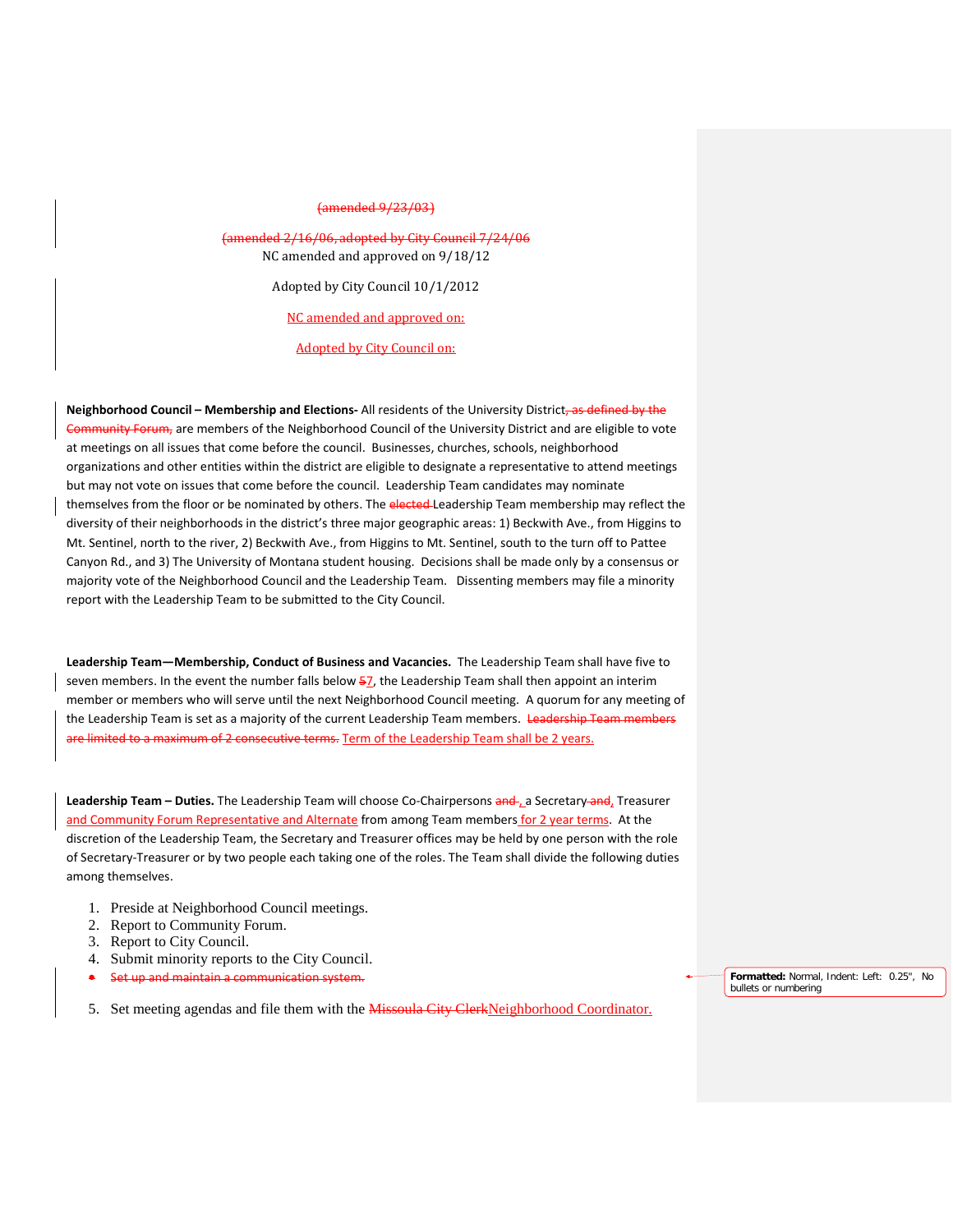(amended 9/23/03)

(amended 2/16/06, adopted by City Council 7/24/06

NC amended and approved on 9/18/12

Adopted by City Council 10/1/2012

NC amended and approved on:

Adopted by City Council on:

**Neighborhood Council – Membership and Elections-** All residents of the University District, as defined by the Community Forum, are members of the Neighborhood Council of the University District and are eligible to vote at meetings on all issues that come before the council. Businesses, churches, schools, neighborhood organizations and other entities within the district are eligible to designate a representative to attend meetings but may not vote on issues that come before the council. Leadership Team candidates may nominate themselves from the floor or be nominated by others. The elected Leadership Team membership may reflect the diversity of their neighborhoods in the district's three major geographic areas: 1) Beckwith Ave., from Higgins to Mt. Sentinel, north to the river, 2) Beckwith Ave., from Higgins to Mt. Sentinel, south to the turn off to Pattee Canyon Rd., and 3) The University of Montana student housing. Decisions shall be made only by a consensus or majority vote of the Neighborhood Council and the Leadership Team. Dissenting members may file a minority report with the Leadership Team to be submitted to the City Council.

**Leadership Team—Membership, Conduct of Business and Vacancies.** The Leadership Team shall have five to seven members. In the event the number falls below 57, the Leadership Team shall then appoint an interim member or members who will serve until the next Neighborhood Council meeting. A quorum for any meeting of the Leadership Team is set as a majority of the current Leadership Team members. Leadership Team members are limited to a maximum of 2 consecutive terms. Term of the Leadership Team shall be 2 years.

**Leadership Team – Duties.** The Leadership Team will choose Co-Chairpersons and , a Secretary and, Treasurer and Community Forum Representative and Alternate from among Team members for 2 year terms. At the discretion of the Leadership Team, the Secretary and Treasurer offices may be held by one person with the role of Secretary-Treasurer or by two people each taking one of the roles. The Team shall divide the following duties among themselves.

1. Preside at Neighborhood Council meetings.
2. Report to Community Forum.
3. Report to City Council.
4. Submit minority reports to the City Council.
- Set up and maintain a communication system.

5. Set meeting agendas and file them with the Missoula City ClerkNeighborhood Coordinator.

Formatted: Normal, Indent: Left: 0.25", No bullets or numbering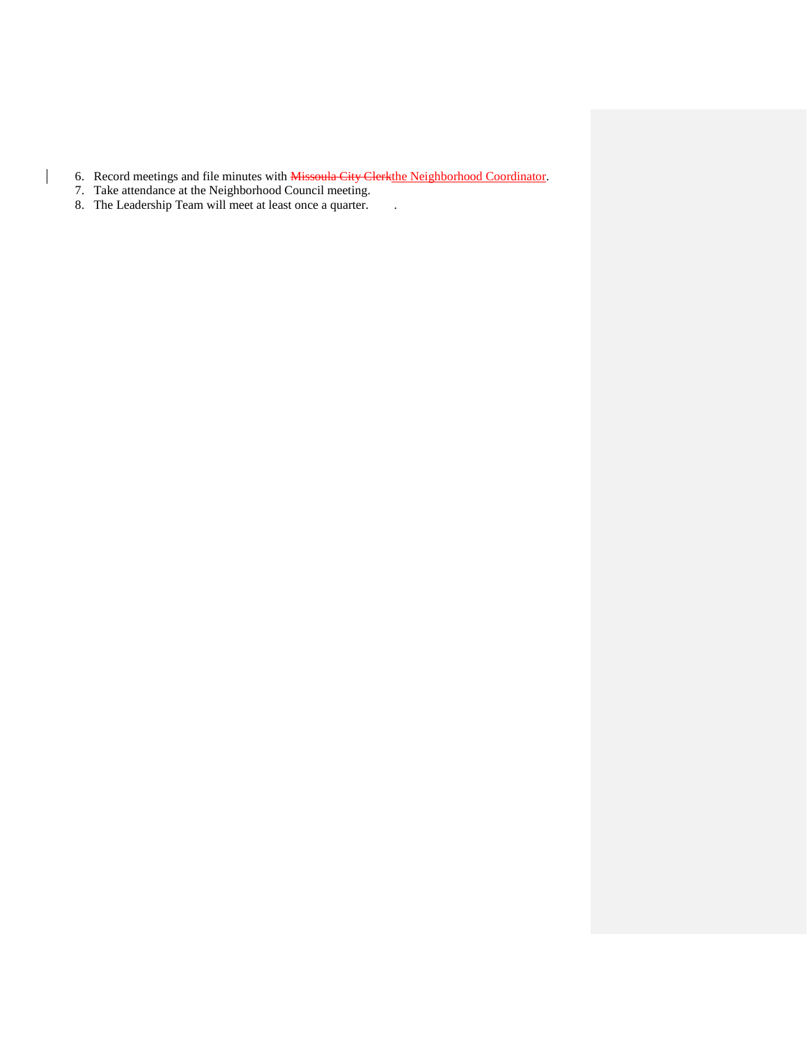6. Record meetings and file minutes with ~~Missoula City Clerk~~the Neighborhood Coordinator.
7. Take attendance at the Neighborhood Council meeting.
8. The Leadership Team will meet at least once a quarter.        .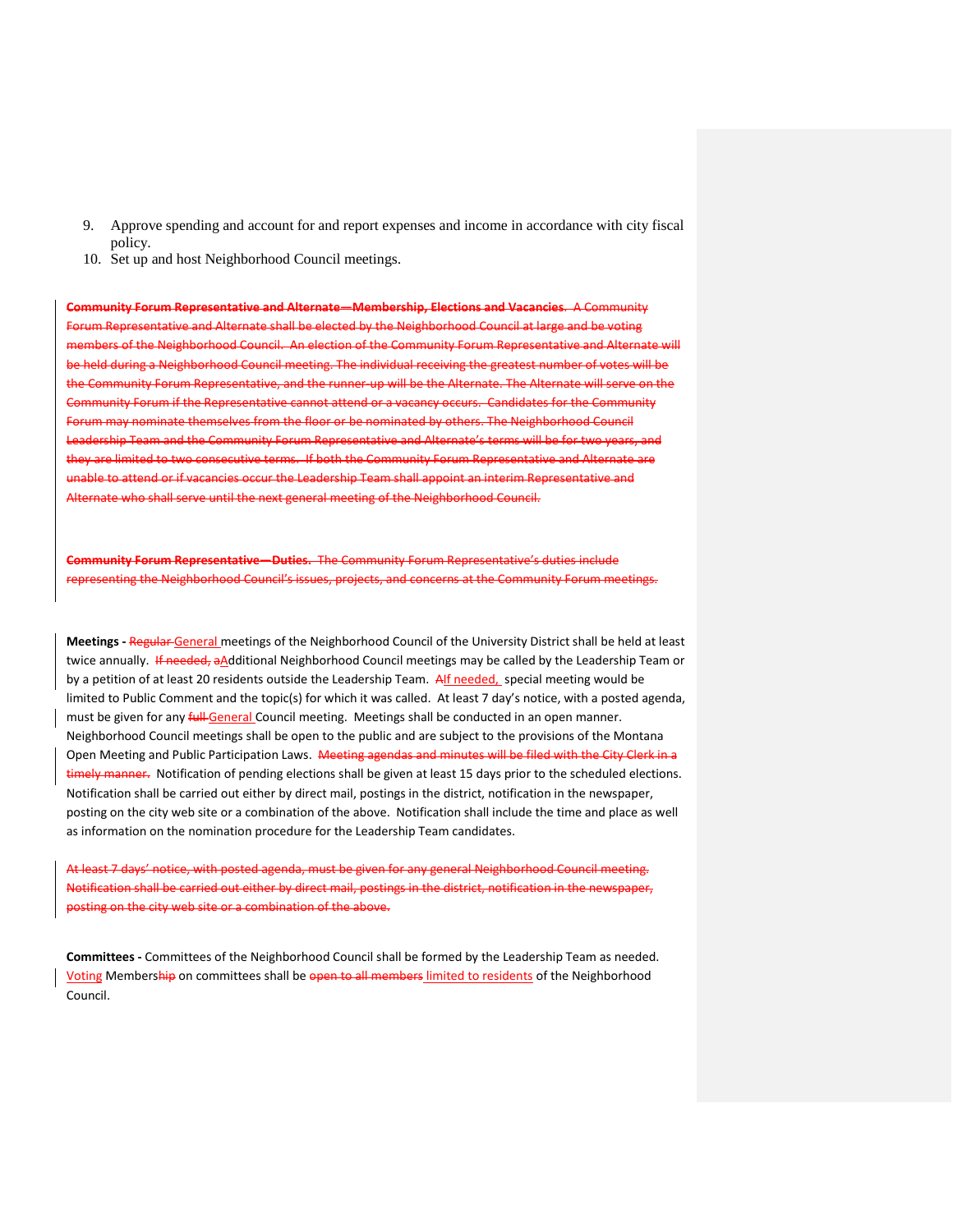9. Approve spending and account for and report expenses and income in accordance with city fiscal policy.
10. Set up and host Neighborhood Council meetings.

~~**Community Forum Representative and Alternate—Membership, Elections and Vacancies.** A Community Forum Representative and Alternate shall be elected by the Neighborhood Council at large and be voting members of the Neighborhood Council. An election of the Community Forum Representative and Alternate will be held during a Neighborhood Council meeting. The individual receiving the greatest number of votes will be the Community Forum Representative, and the runner-up will be the Alternate. The Alternate will serve on the Community Forum if the Representative cannot attend or a vacancy occurs. Candidates for the Community Forum may nominate themselves from the floor or be nominated by others. The Neighborhood Council Leadership Team and the Community Forum Representative and Alternate's terms will be for two years, and they are limited to two consecutive terms. If both the Community Forum Representative and Alternate are unable to attend or if vacancies occur the Leadership Team shall appoint an interim Representative and Alternate who shall serve until the next general meeting of the Neighborhood Council.~~

~~**Community Forum Representative—Duties.** The Community Forum Representative's duties include representing the Neighborhood Council's issues, projects, and concerns at the Community Forum meetings.~~

**Meetings -** ~~Regular~~ General meetings of the Neighborhood Council of the University District shall be held at least twice annually. ~~If needed, a~~Additional Neighborhood Council meetings may be called by the Leadership Team or by a petition of at least 20 residents outside the Leadership Team. ~~A~~If needed, special meeting would be limited to Public Comment and the topic(s) for which it was called. At least 7 day's notice, with a posted agenda, must be given for any ~~full~~ General Council meeting. Meetings shall be conducted in an open manner. Neighborhood Council meetings shall be open to the public and are subject to the provisions of the Montana Open Meeting and Public Participation Laws. ~~Meeting agendas and minutes will be filed with the City Clerk in a timely manner.~~ Notification of pending elections shall be given at least 15 days prior to the scheduled elections. Notification shall be carried out either by direct mail, postings in the district, notification in the newspaper, posting on the city web site or a combination of the above. Notification shall include the time and place as well as information on the nomination procedure for the Leadership Team candidates.

~~At least 7 days' notice, with posted agenda, must be given for any general Neighborhood Council meeting. Notification shall be carried out either by direct mail, postings in the district, notification in the newspaper, posting on the city web site or a combination of the above.~~

**Committees -** Committees of the Neighborhood Council shall be formed by the Leadership Team as needed. Voting Members~~hip~~ on committees shall be ~~open to all members~~ limited to residents of the Neighborhood Council.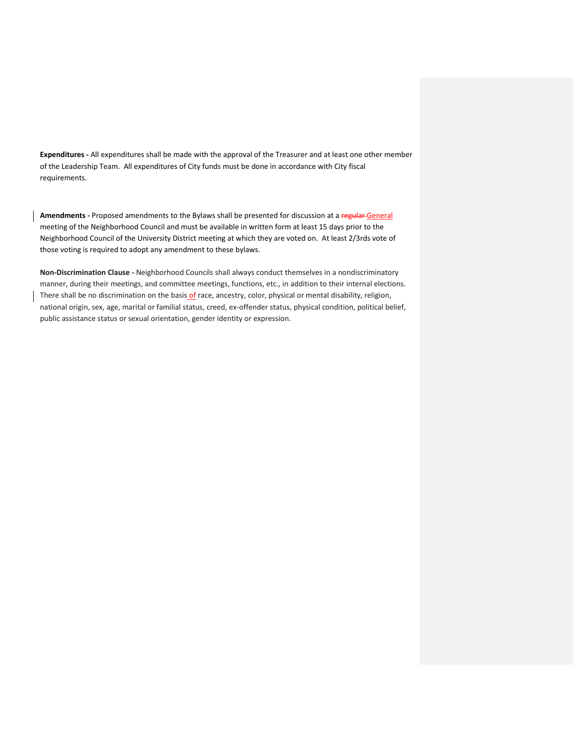**Expenditures -** All expenditures shall be made with the approval of the Treasurer and at least one other member of the Leadership Team. All expenditures of City funds must be done in accordance with City fiscal requirements.

**Amendments -** Proposed amendments to the Bylaws shall be presented for discussion at a ~~regular~~ General meeting of the Neighborhood Council and must be available in written form at least 15 days prior to the Neighborhood Council of the University District meeting at which they are voted on. At least 2/3rds vote of those voting is required to adopt any amendment to these bylaws.

**Non-Discrimination Clause -** Neighborhood Councils shall always conduct themselves in a nondiscriminatory manner, during their meetings, and committee meetings, functions, etc., in addition to their internal elections. There shall be no discrimination on the basis of race, ancestry, color, physical or mental disability, religion, national origin, sex, age, marital or familial status, creed, ex-offender status, physical condition, political belief, public assistance status or sexual orientation, gender identity or expression.